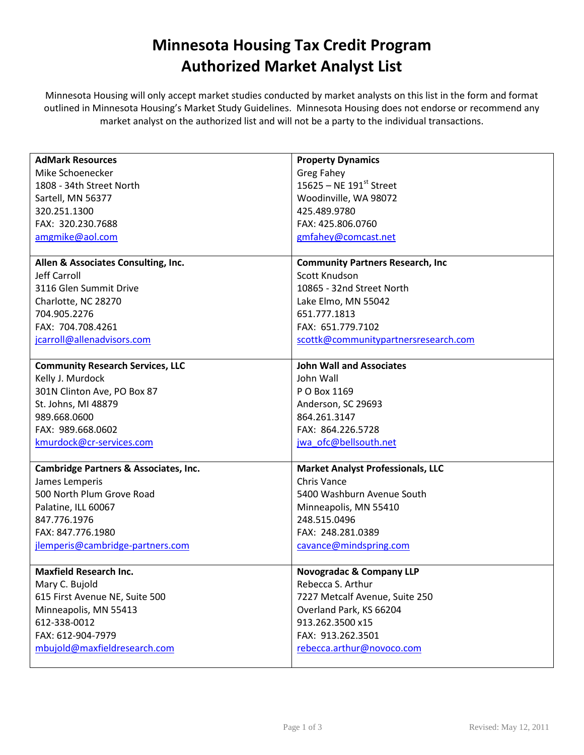# Minnesota Housing Tax Credit Program
# Authorized Market Analyst List

Minnesota Housing will only accept market studies conducted by market analysts on this list in the form and format outlined in Minnesota Housing's Market Study Guidelines. Minnesota Housing does not endorse or recommend any market analyst on the authorized list and will not be a party to the individual transactions.

| | |
|---|---|
| **AdMark Resources**<br>Mike Schoenecker<br>1808 - 34th Street North<br>Sartell, MN 56377<br>320.251.1300<br>FAX: 320.230.7688<br>amgmike@aol.com | **Property Dynamics**<br>Greg Fahey<br>15625 – NE 191st Street<br>Woodinville, WA 98072<br>425.489.9780<br>FAX: 425.806.0760<br>gmfahey@comcast.net |
| **Allen & Associates Consulting, Inc.**<br>Jeff Carroll<br>3116 Glen Summit Drive<br>Charlotte, NC 28270<br>704.905.2276<br>FAX: 704.708.4261<br>jcarroll@allenadvisors.com | **Community Partners Research, Inc**<br>Scott Knudson<br>10865 - 32nd Street North<br>Lake Elmo, MN 55042<br>651.777.1813<br>FAX: 651.779.7102<br>scottk@communitypartnersresearch.com |
| **Community Research Services, LLC**<br>Kelly J. Murdock<br>301N Clinton Ave, PO Box 87<br>St. Johns, MI 48879<br>989.668.0600<br>FAX: 989.668.0602<br>kmurdock@cr-services.com | **John Wall and Associates**<br>John Wall<br>P O Box 1169<br>Anderson, SC 29693<br>864.261.3147<br>FAX: 864.226.5728<br>jwa_ofc@bellsouth.net |
| **Cambridge Partners & Associates, Inc.**<br>James Lemperis<br>500 North Plum Grove Road<br>Palatine, ILL 60067<br>847.776.1976<br>FAX: 847.776.1980<br>jlemperis@cambridge-partners.com | **Market Analyst Professionals, LLC**<br>Chris Vance<br>5400 Washburn Avenue South<br>Minneapolis, MN 55410<br>248.515.0496<br>FAX: 248.281.0389<br>cavance@mindspring.com |
| **Maxfield Research Inc.**<br>Mary C. Bujold<br>615 First Avenue NE, Suite 500<br>Minneapolis, MN 55413<br>612-338-0012<br>FAX: 612-904-7979<br>mbujold@maxfieldresearch.com | **Novogradac & Company LLP**<br>Rebecca S. Arthur<br>7227 Metcalf Avenue, Suite 250<br>Overland Park, KS 66204<br>913.262.3500 x15<br>FAX: 913.262.3501<br>rebecca.arthur@novoco.com |

Revised: May 12, 2011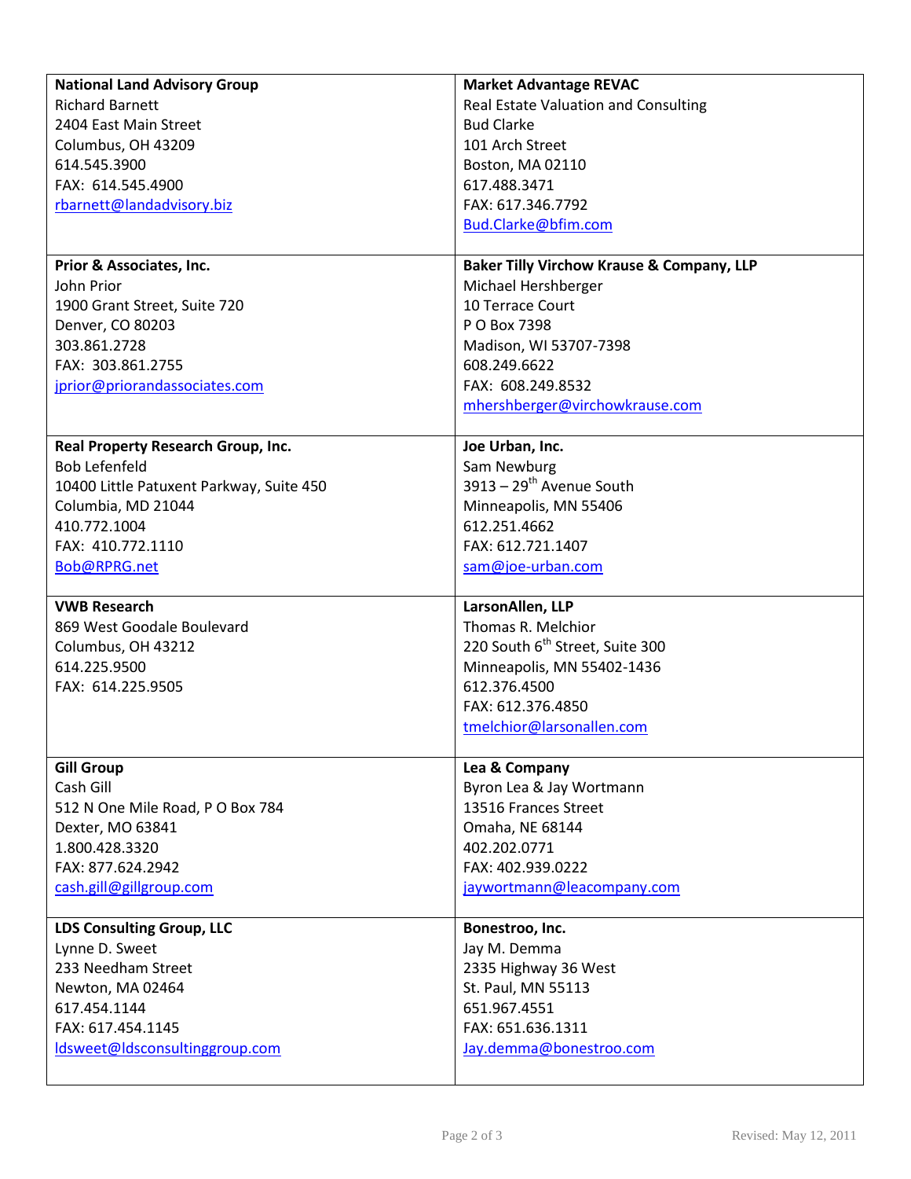**National Land Advisory Group**
Richard Barnett
2404 East Main Street
Columbus, OH 43209
614.545.3900
FAX: 614.545.4900
rbarnett@landadvisory.biz

**Market Advantage REVAC**
Real Estate Valuation and Consulting
Bud Clarke
101 Arch Street
Boston, MA 02110
617.488.3471
FAX: 617.346.7792
Bud.Clarke@bfim.com

**Prior & Associates, Inc.**
John Prior
1900 Grant Street, Suite 720
Denver, CO 80203
303.861.2728
FAX: 303.861.2755
jprior@priorandassociates.com

**Baker Tilly Virchow Krause & Company, LLP**
Michael Hershberger
10 Terrace Court
P O Box 7398
Madison, WI 53707-7398
608.249.6622
FAX: 608.249.8532
mhershberger@virchowkrause.com

**Real Property Research Group, Inc.**
Bob Lefenfeld
10400 Little Patuxent Parkway, Suite 450
Columbia, MD 21044
410.772.1004
FAX: 410.772.1110
Bob@RPRG.net

**Joe Urban, Inc.**
Sam Newburg
3913 – 29th Avenue South
Minneapolis, MN 55406
612.251.4662
FAX: 612.721.1407
sam@joe-urban.com

**VWB Research**
869 West Goodale Boulevard
Columbus, OH 43212
614.225.9500
FAX: 614.225.9505

**LarsonAllen, LLP**
Thomas R. Melchior
220 South 6th Street, Suite 300
Minneapolis, MN 55402-1436
612.376.4500
FAX: 612.376.4850
tmelchior@larsonallen.com

**Gill Group**
Cash Gill
512 N One Mile Road, P O Box 784
Dexter, MO 63841
1.800.428.3320
FAX: 877.624.2942
cash.gill@gillgroup.com

**Lea & Company**
Byron Lea & Jay Wortmann
13516 Frances Street
Omaha, NE 68144
402.202.0771
FAX: 402.939.0222
jaywortmann@leacompany.com

**LDS Consulting Group, LLC**
Lynne D. Sweet
233 Needham Street
Newton, MA 02464
617.454.1144
FAX: 617.454.1145
ldsweet@ldsconsultinggroup.com

**Bonestroo, Inc.**
Jay M. Demma
2335 Highway 36 West
St. Paul, MN 55113
651.967.4551
FAX: 651.636.1311
Jay.demma@bonestroo.com

Revised: May 12, 2011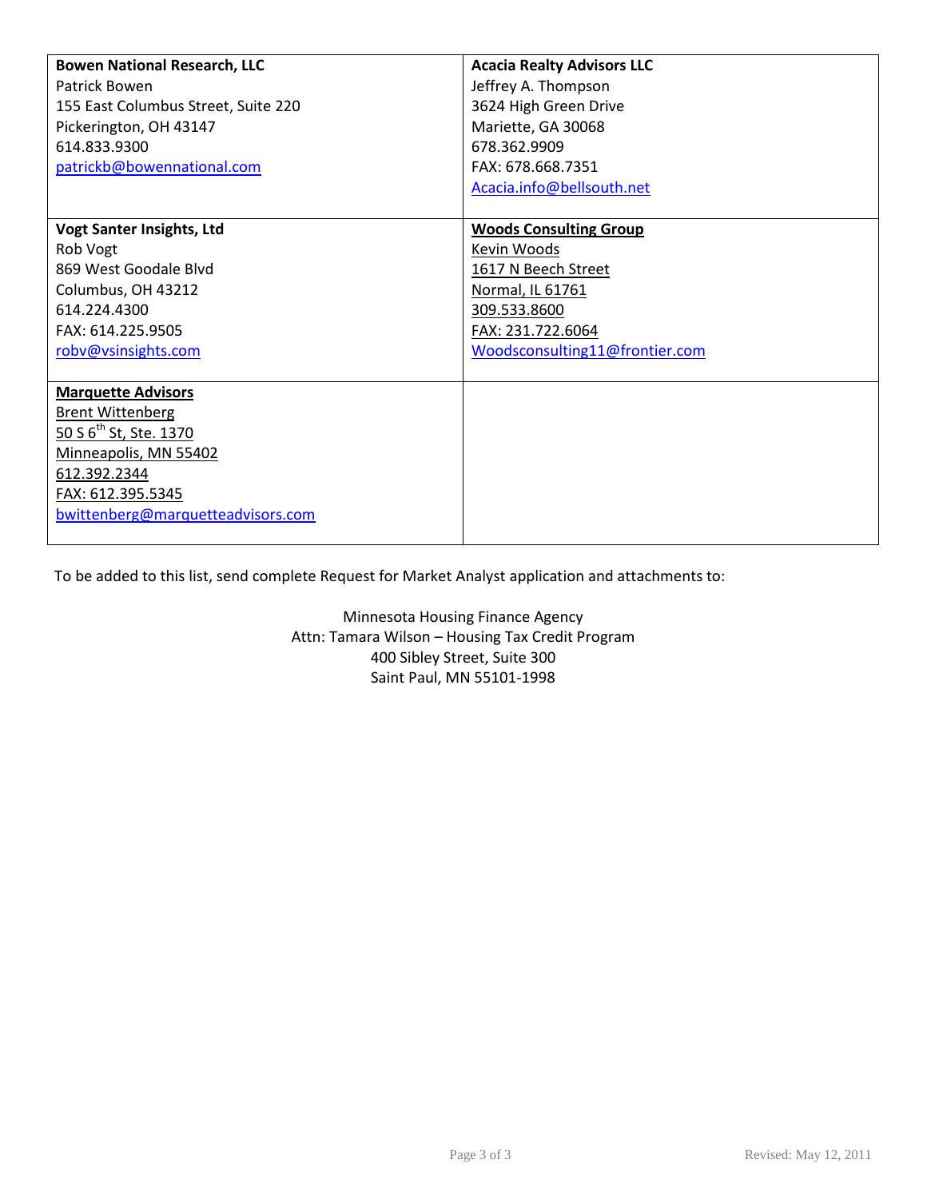| | |
|---|---|
| **Bowen National Research, LLC**<br>Patrick Bowen<br>155 East Columbus Street, Suite 220<br>Pickerington, OH 43147<br>614.833.9300<br>patrickb@bowennational.com | **Acacia Realty Advisors LLC**<br>Jeffrey A. Thompson<br>3624 High Green Drive<br>Mariette, GA 30068<br>678.362.9909<br>FAX: 678.668.7351<br>Acacia.info@bellsouth.net |
| **Vogt Santer Insights, Ltd**<br>Rob Vogt<br>869 West Goodale Blvd<br>Columbus, OH 43212<br>614.224.4300<br>FAX: 614.225.9505<br>robv@vsinsights.com | **Woods Consulting Group**<br>Kevin Woods<br>1617 N Beech Street<br>Normal, IL 61761<br>309.533.8600<br>FAX: 231.722.6064<br>Woodsconsulting11@frontier.com |
| **Marquette Advisors**<br>Brent Wittenberg<br>50 S 6th St, Ste. 1370<br>Minneapolis, MN 55402<br>612.392.2344<br>FAX: 612.395.5345<br>bwittenberg@marquetteadvisors.com | |

To be added to this list, send complete Request for Market Analyst application and attachments to:

Minnesota Housing Finance Agency
Attn: Tamara Wilson – Housing Tax Credit Program
400 Sibley Street, Suite 300
Saint Paul, MN 55101-1998

Revised: May 12, 2011